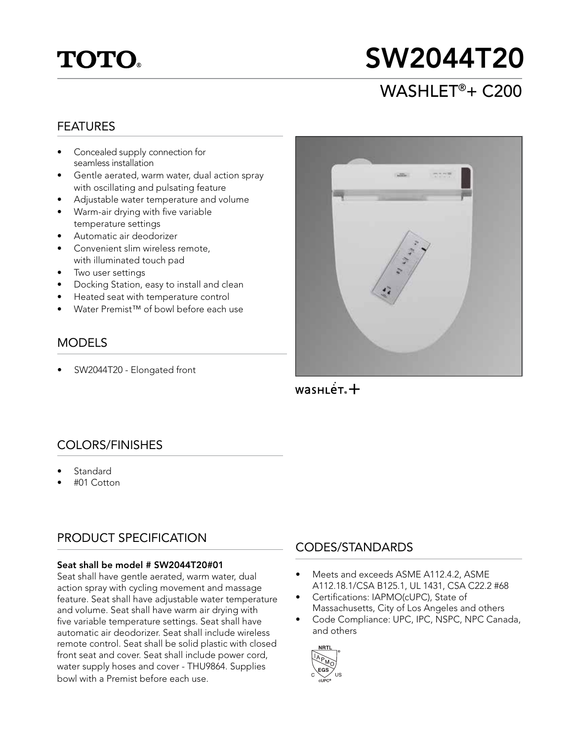# TOTO®

# SW2044T20

## WASHLET®+ C200

## FEATURES

- Concealed supply connection for seamless installation
- Gentle aerated, warm water, dual action spray with oscillating and pulsating feature
- Adjustable water temperature and volume
- Warm-air drying with five variable temperature settings
- Automatic air deodorizer
- Convenient slim wireless remote, with illuminated touch pad
- Two user settings
- Docking Station, easy to install and clean
- Heated seat with temperature control
- Water Premist™ of bowl before each use

## MODELS

- SW2044T20 - Elongated front

## COLORS/FINISHES

- Standard
- #01 Cotton

## PRODUCT SPECIFICATION

**Seat shall be model # SW2044T20#01**

Seat shall have gentle aerated, warm water, dual action spray with cycling movement and massage feature. Seat shall have adjustable water temperature and volume. Seat shall have warm air drying with five variable temperature settings. Seat shall have automatic air deodorizer. Seat shall include wireless remote control. Seat shall be solid plastic with closed front seat and cover. Seat shall include power cord, water supply hoses and cover - THU9864. Supplies bowl with a Premist before each use.

## CODES/STANDARDS

- Meets and exceeds ASME A112.4.2, ASME A112.18.1/CSA B125.1, UL 1431, CSA C22.2 #68
- Certifications: IAPMO(cUPC), State of Massachusetts, City of Los Angeles and others
- Code Compliance: UPC, IPC, NSPC, NPC Canada, and others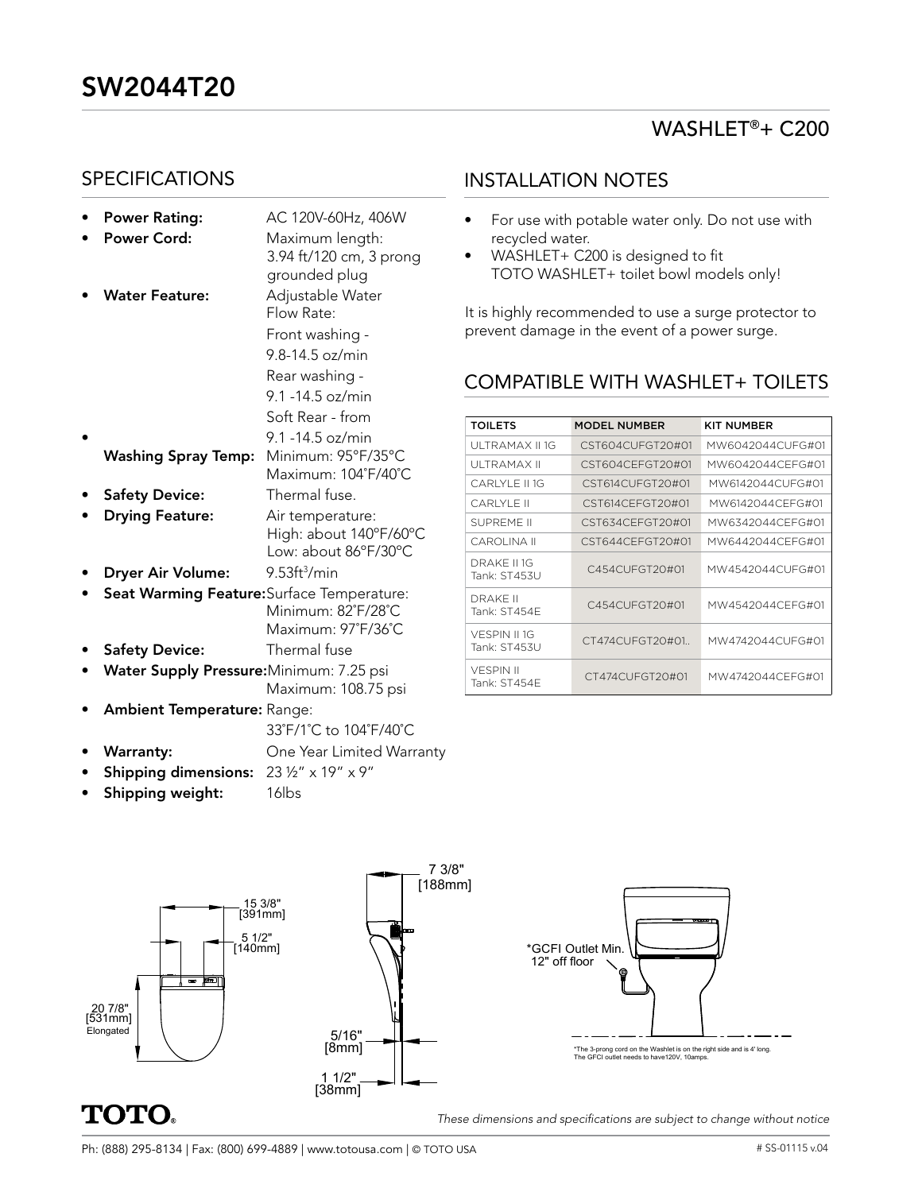# SW2044T20

## WASHLET®+ C200

## SPECIFICATIONS

- **Power Rating:** AC 120V-60Hz, 406W
- **Power Cord:** Maximum length: 3.94 ft/120 cm, 3 prong grounded plug
- **Water Feature:** Adjustable Water Flow Rate:
  Front washing - 9.8-14.5 oz/min
  Rear washing - 9.1 -14.5 oz/min
  Soft Rear - from 9.1 -14.5 oz/min
- **Washing Spray Temp:** Minimum: 95°F/35°C
  Maximum: 104˚F/40˚C
- **Safety Device:** Thermal fuse.
- **Drying Feature:** Air temperature:
  High: about 140°F/60°C
  Low: about 86°F/30°C
- **Dryer Air Volume:** 9.53ft³/min
- **Seat Warming Feature:** Surface Temperature:
  Minimum: 82˚F/28˚C
  Maximum: 97˚F/36˚C
- **Safety Device:** Thermal fuse
- **Water Supply Pressure:** Minimum: 7.25 psi
  Maximum: 108.75 psi
- **Ambient Temperature:** Range:
  33˚F/1˚C to 104˚F/40˚C
- **Warranty:** One Year Limited Warranty
- **Shipping dimensions:** 23 ½" x 19" x 9"
- **Shipping weight:** 16lbs

## INSTALLATION NOTES

- For use with potable water only. Do not use with recycled water.
- WASHLET+ C200 is designed to fit TOTO WASHLET+ toilet bowl models only!

It is highly recommended to use a surge protector to prevent damage in the event of a power surge.

## COMPATIBLE WITH WASHLET+ TOILETS

| TOILETS | MODEL NUMBER | KIT NUMBER |
|---|---|---|
| ULTRAMAX II 1G | CST604CUFGT20#01 | MW6042044CUFG#01 |
| ULTRAMAX II | CST604CEFGT20#01 | MW6042044CEFG#01 |
| CARLYLE II 1G | CST614CUFGT20#01 | MW6142044CUFG#01 |
| CARLYLE II | CST614CEFGT20#01 | MW6142044CEFG#01 |
| SUPREME II | CST634CEFGT20#01 | MW6342044CEFG#01 |
| CAROLINA II | CST644CEFGT20#01 | MW6442044CEFG#01 |
| DRAKE II 1G Tank: ST453U | C454CUFGT20#01 | MW4542044CUFG#01 |
| DRAKE II Tank: ST454E | C454CUFGT20#01 | MW4542044CEFG#01 |
| VESPIN II 1G Tank: ST453U | CT474CUFGT20#01.. | MW4742044CUFG#01 |
| VESPIN II Tank: ST454E | CT474CUFGT20#01 | MW4742044CEFG#01 |

15 3/8" [391mm]
5 1/2" [140mm]
20 7/8" [531mm] Elongated
7 3/8" [188mm]
5/16" [8mm]
1 1/2" [38mm]
*GCFI Outlet Min. 12" off floor

*The 3-prong cord on the Washlet is on the right side and is 4' long. The GFCI outlet needs to have120V, 10amps.

*These dimensions and specifications are subject to change without notice*

Ph: (888) 295-8134 | Fax: (800) 699-4889 | www.totousa.com | © TOTO USA

# SS-01115 v.04